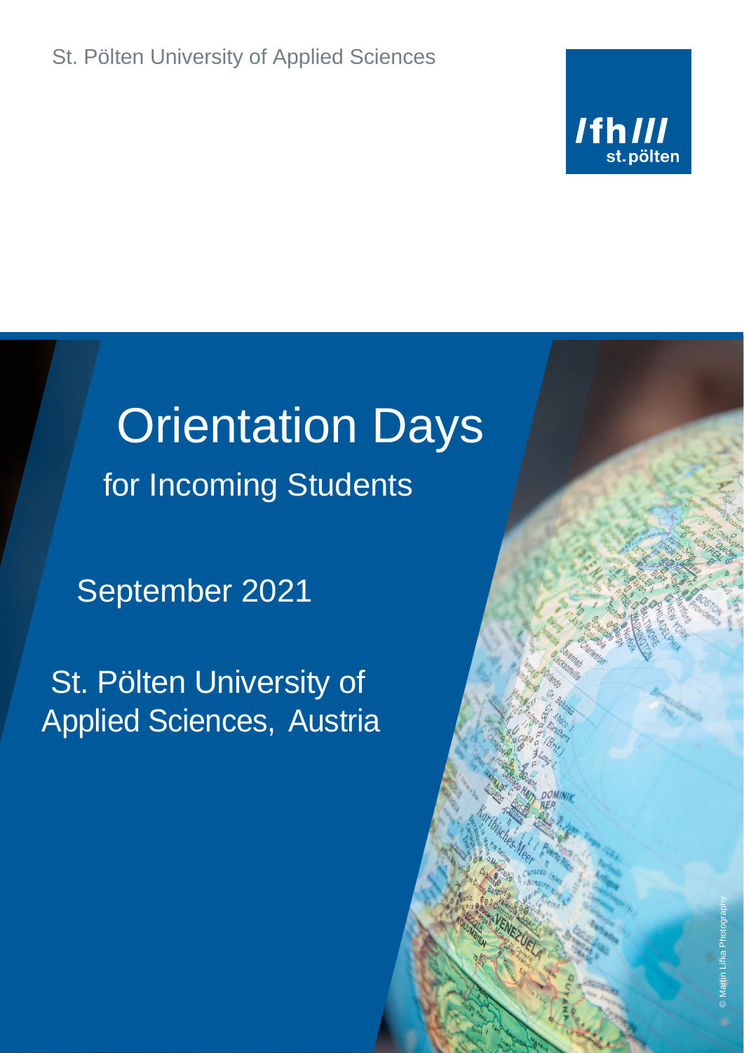St. Pölten University of Applied Sciences

# Orientation Days

## for Incoming Students

September 2021

St. Pölten University of Applied Sciences, Austria

© Martin Lifka Photography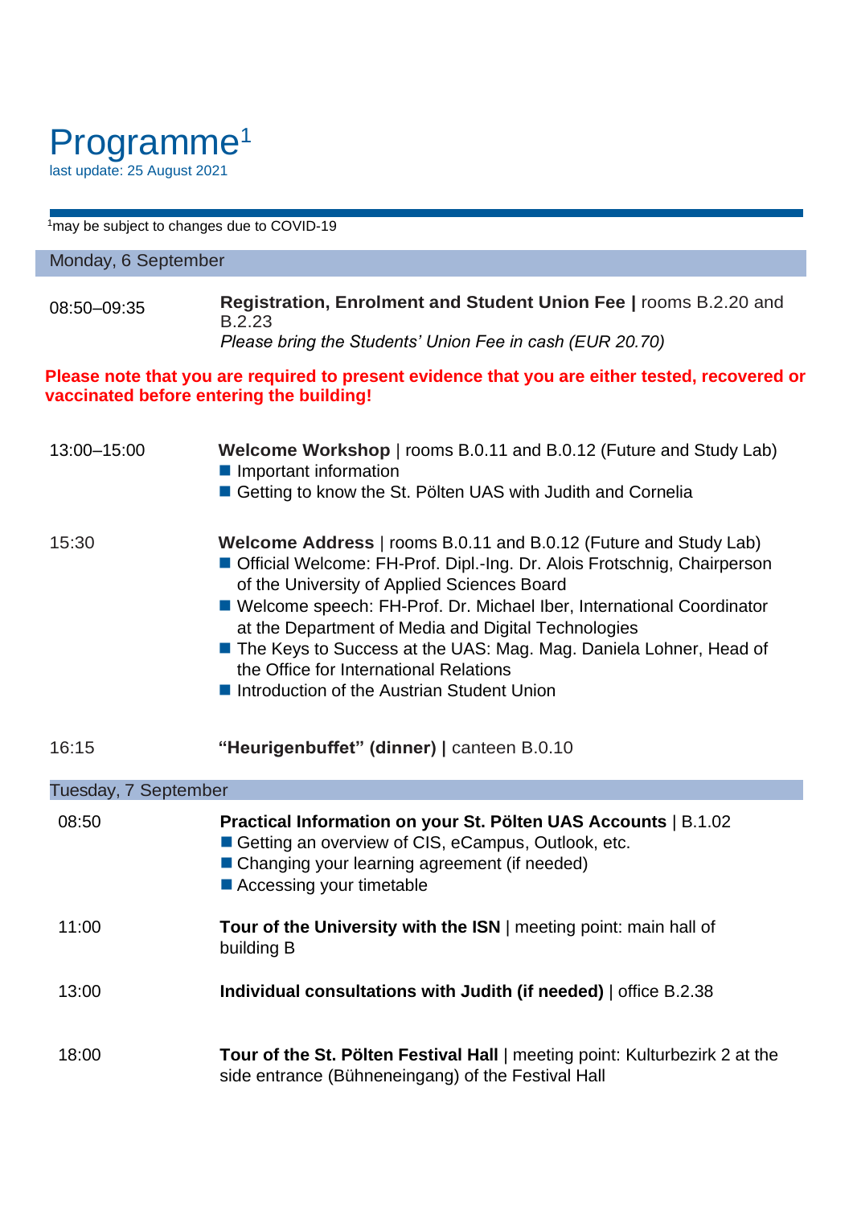# Programme[1]

last update: 25 August 2021

[1]may be subject to changes due to COVID-19

## Monday, 6 September

08:50–09:35 — **Registration, Enrolment and Student Union Fee |** rooms B.2.20 and B.2.23
*Please bring the Students' Union Fee in cash (EUR 20.70)*

**Please note that you are required to present evidence that you are either tested, recovered or vaccinated before entering the building!**

13:00–15:00 — **Welcome Workshop** | rooms B.0.11 and B.0.12 (Future and Study Lab)

- Important information
- Getting to know the St. Pölten UAS with Judith and Cornelia

15:30 — **Welcome Address** | rooms B.0.11 and B.0.12 (Future and Study Lab)

- Official Welcome: FH-Prof. Dipl.-Ing. Dr. Alois Frotschnig, Chairperson of the University of Applied Sciences Board
- Welcome speech: FH-Prof. Dr. Michael Iber, International Coordinator at the Department of Media and Digital Technologies
- The Keys to Success at the UAS: Mag. Mag. Daniela Lohner, Head of the Office for International Relations
- Introduction of the Austrian Student Union

16:15 — **"Heurigenbuffet" (dinner) |** canteen B.0.10

## Tuesday, 7 September

08:50 — **Practical Information on your St. Pölten UAS Accounts** | B.1.02

- Getting an overview of CIS, eCampus, Outlook, etc.
- Changing your learning agreement (if needed)
- Accessing your timetable

11:00 — **Tour of the University with the ISN** | meeting point: main hall of building B

13:00 — **Individual consultations with Judith (if needed)** | office B.2.38

18:00 — **Tour of the St. Pölten Festival Hall** | meeting point: Kulturbezirk 2 at the side entrance (Bühneneingang) of the Festival Hall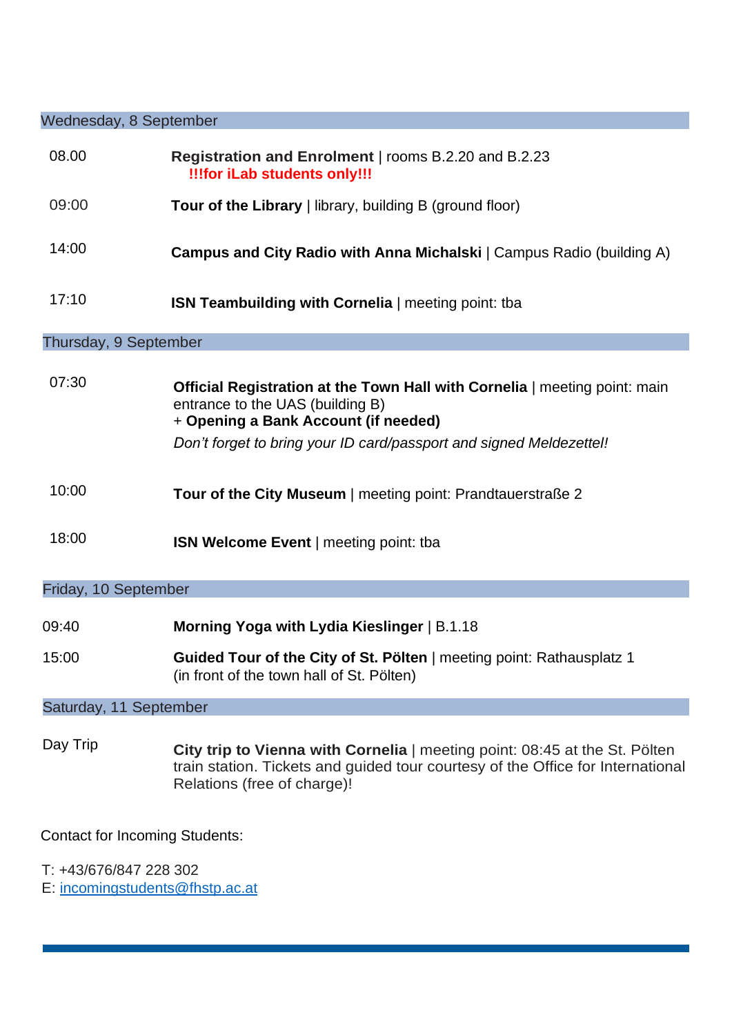## Wednesday, 8 September

| | |
|---|---|
| 08.00 | **Registration and Enrolment** \| rooms B.2.20 and B.2.23 **!!!for iLab students only!!!** |
| 09:00 | **Tour of the Library** \| library, building B (ground floor) |
| 14:00 | **Campus and City Radio with Anna Michalski** \| Campus Radio (building A) |
| 17:10 | **ISN Teambuilding with Cornelia** \| meeting point: tba |

## Thursday, 9 September

| | |
|---|---|
| 07:30 | **Official Registration at the Town Hall with Cornelia** \| meeting point: main entrance to the UAS (building B) + **Opening a Bank Account (if needed)** *Don't forget to bring your ID card/passport and signed Meldezettel!* |
| 10:00 | **Tour of the City Museum** \| meeting point: Prandtauerstraße 2 |
| 18:00 | **ISN Welcome Event** \| meeting point: tba |

## Friday, 10 September

| | |
|---|---|
| 09:40 | **Morning Yoga with Lydia Kieslinger** \| B.1.18 |
| 15:00 | **Guided Tour of the City of St. Pölten** \| meeting point: Rathausplatz 1 (in front of the town hall of St. Pölten) |

## Saturday, 11 September

| | |
|---|---|
| Day Trip | **City trip to Vienna with Cornelia** \| meeting point: 08:45 at the St. Pölten train station. Tickets and guided tour courtesy of the Office for International Relations (free of charge)! |

Contact for Incoming Students:

T: +43/676/847 228 302
E: incomingstudents@fhstp.ac.at